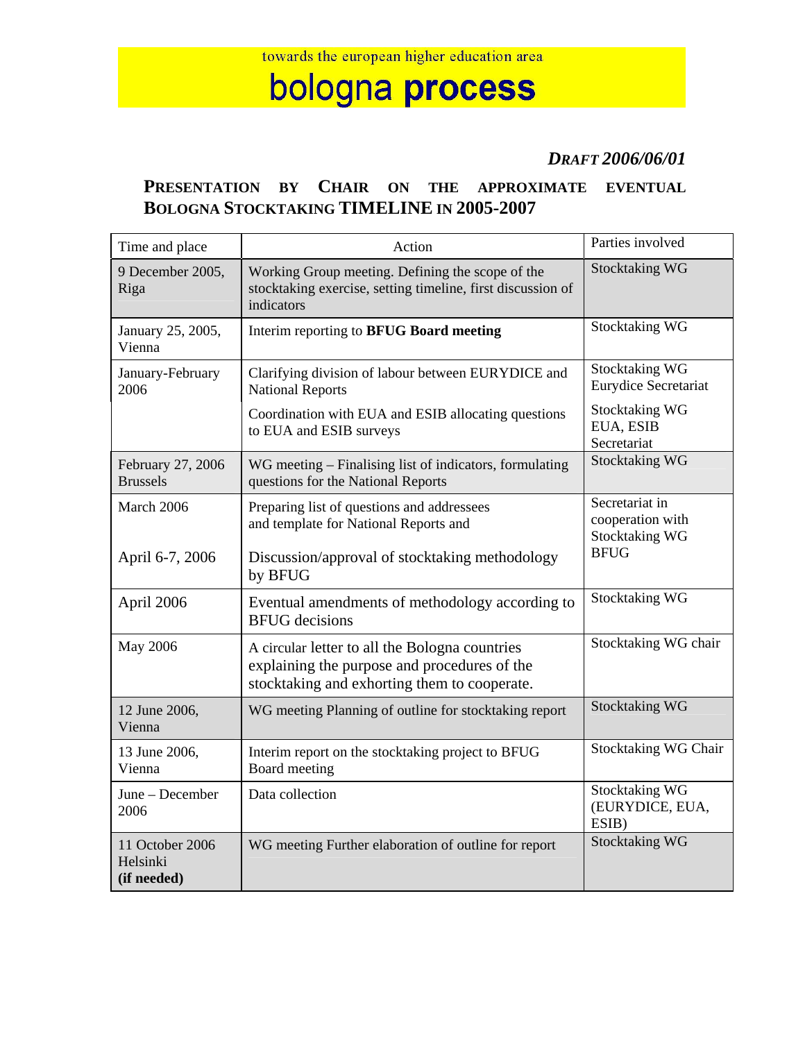towards the european higher education area

# bologna process

***DRAFT 2006/06/01***

## PRESENTATION BY CHAIR ON THE APPROXIMATE EVENTUAL BOLOGNA STOCKTAKING TIMELINE IN 2005-2007

| Time and place | Action | Parties involved |
|---|---|---|
| 9 December 2005, Riga | Working Group meeting. Defining the scope of the stocktaking exercise, setting timeline, first discussion of indicators | Stocktaking WG |
| January 25, 2005, Vienna | Interim reporting to **BFUG Board meeting** | Stocktaking WG |
| January-February 2006 | Clarifying division of labour between EURYDICE and National Reports<br><br>Coordination with EUA and ESIB allocating questions to EUA and ESIB surveys | Stocktaking WG<br>Eurydice Secretariat<br><br>Stocktaking WG<br>EUA, ESIB<br>Secretariat |
| February 27, 2006 Brussels | WG meeting – Finalising list of indicators, formulating questions for the National Reports | Stocktaking WG |
| March 2006<br><br>April 6-7, 2006 | Preparing list of questions and addressees and template for National Reports and<br><br>Discussion/approval of stocktaking methodology by BFUG | Secretariat in cooperation with Stocktaking WG<br>BFUG |
| April 2006 | Eventual amendments of methodology according to BFUG decisions | Stocktaking WG |
| May 2006 | A circular letter to all the Bologna countries explaining the purpose and procedures of the stocktaking and exhorting them to cooperate. | Stocktaking WG chair |
| 12 June 2006, Vienna | WG meeting Planning of outline for stocktaking report | Stocktaking WG |
| 13 June 2006, Vienna | Interim report on the stocktaking project to BFUG Board meeting | Stocktaking WG Chair |
| June – December 2006 | Data collection | Stocktaking WG (EURYDICE, EUA, ESIB) |
| 11 October 2006 Helsinki **(if needed)** | WG meeting Further elaboration of outline for report | Stocktaking WG |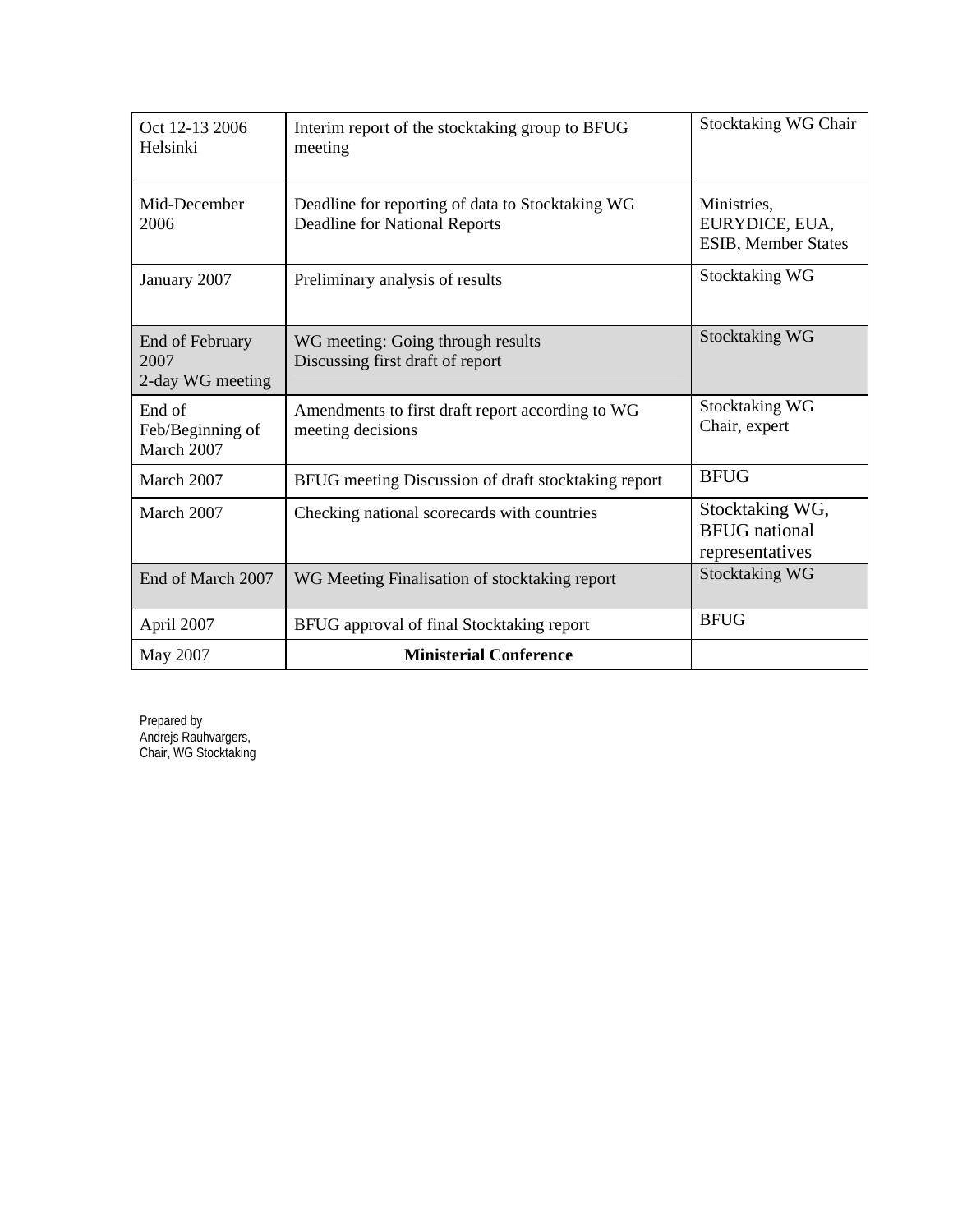| | | |
|---|---|---|
| Oct 12-13 2006 Helsinki | Interim report of the stocktaking group to BFUG meeting | Stocktaking WG Chair |
| Mid-December 2006 | Deadline for reporting of data to Stocktaking WG<br>Deadline for National Reports | Ministries, EURYDICE, EUA, ESIB, Member States |
| January 2007 | Preliminary analysis of results | Stocktaking WG |
| End of February 2007<br>2-day WG meeting | WG meeting: Going through results<br>Discussing first draft of report | Stocktaking WG |
| End of Feb/Beginning of March 2007 | Amendments to first draft report according to WG meeting decisions | Stocktaking WG Chair, expert |
| March 2007 | BFUG meeting Discussion of draft stocktaking report | BFUG |
| March 2007 | Checking national scorecards with countries | Stocktaking WG, BFUG national representatives |
| End of March 2007 | WG Meeting Finalisation of stocktaking report | Stocktaking WG |
| April 2007 | BFUG approval of final Stocktaking report | BFUG |
| May 2007 | **Ministerial Conference** | |

Prepared by
Andrejs Rauhvargers,
Chair, WG Stocktaking